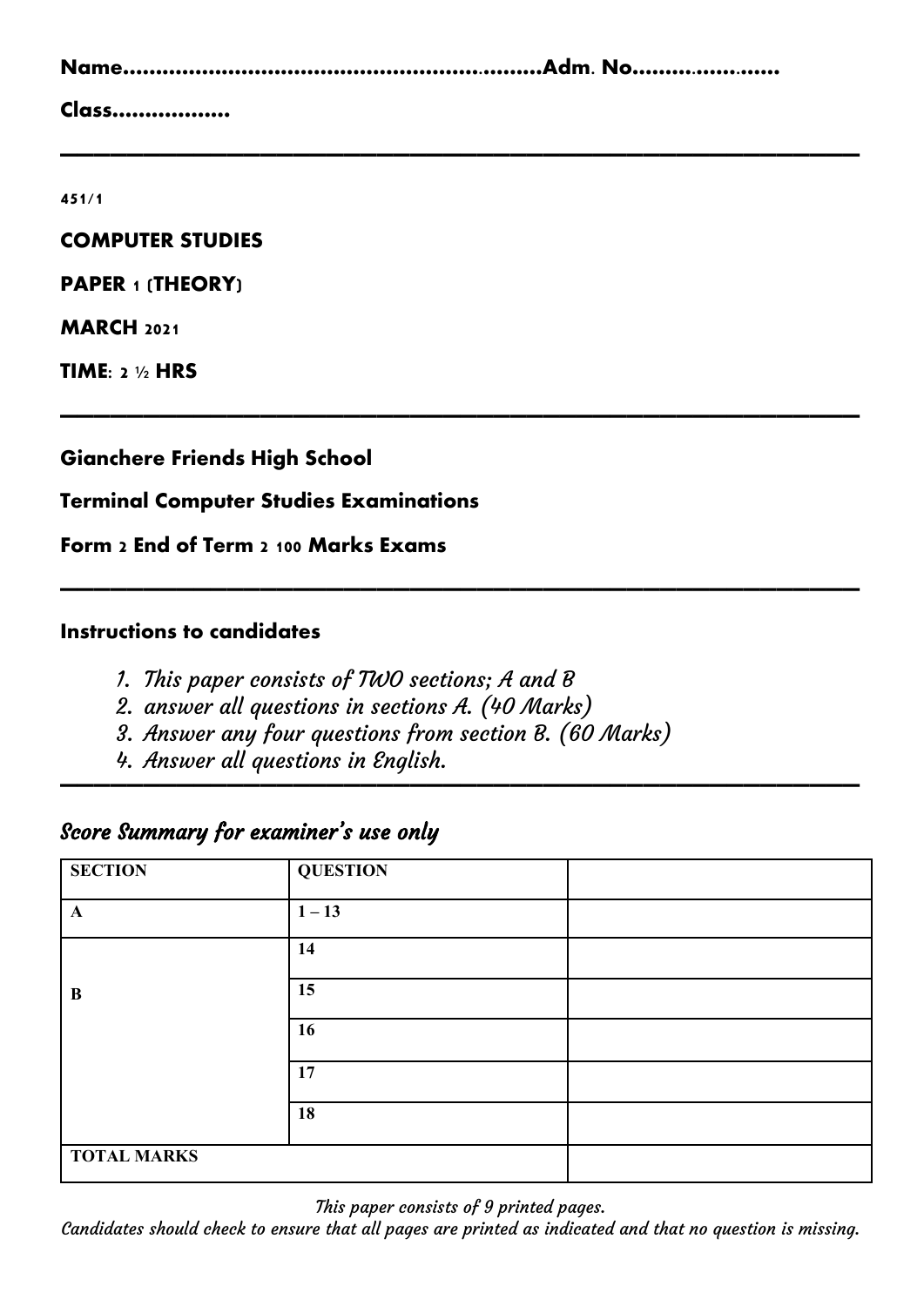**Name……………………………………………………..………Adm. No……….…………**

**Class………………**

---

**451/1**

**COMPUTER STUDIES**

**PAPER 1 (THEORY)**

**MARCH 2021**

**TIME: 2 ½ HRS**

---

**Gianchere Friends High School**

**Terminal Computer Studies Examinations**

**Form 2 End of Term 2 100 Marks Exams**

---

**Instructions to candidates**

1. *This paper consists of TWO sections; A and B*
2. *answer all questions in sections A. (40 Marks)*
3. *Answer any four questions from section B. (60 Marks)*
4. *Answer all questions in English.*

---

## *Score Summary for examiner's use only*

| SECTION | QUESTION | |
|---|---|---|
| A | 1 – 13 | |
| B | 14 | |
| | 15 | |
| | 16 | |
| | 17 | |
| | 18 | |
| TOTAL MARKS | | |

*This paper consists of 9 printed pages.*
*Candidates should check to ensure that all pages are printed as indicated and that no question is missing.*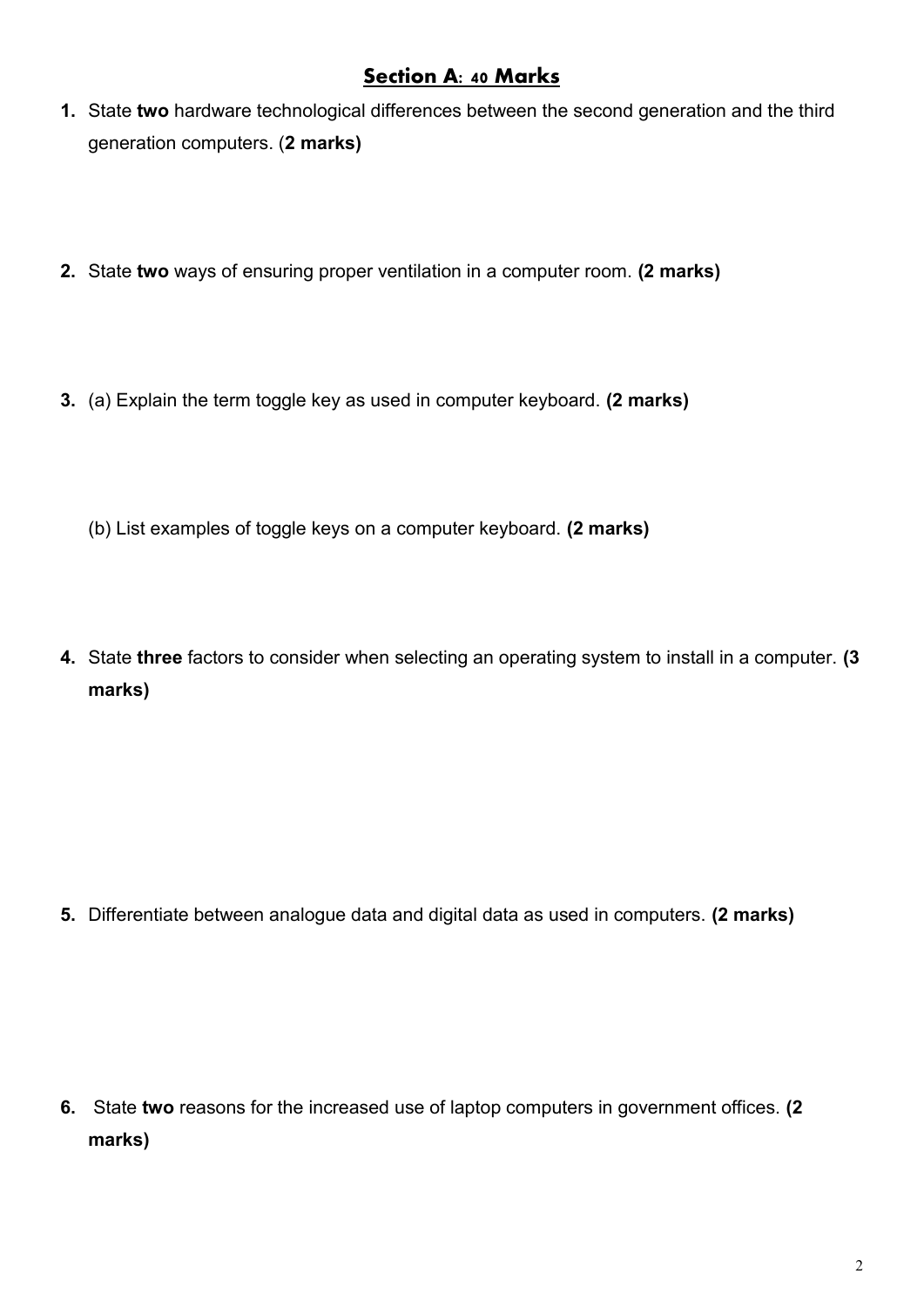## Section A: 40 Marks

1. State **two** hardware technological differences between the second generation and the third generation computers. (**2 marks)**

2. State **two** ways of ensuring proper ventilation in a computer room. **(2 marks)**

3. (a) Explain the term toggle key as used in computer keyboard. **(2 marks)**

   (b) List examples of toggle keys on a computer keyboard. **(2 marks)**

4. State **three** factors to consider when selecting an operating system to install in a computer. **(3 marks)**

5. Differentiate between analogue data and digital data as used in computers. **(2 marks)**

6. State **two** reasons for the increased use of laptop computers in government offices. **(2 marks)**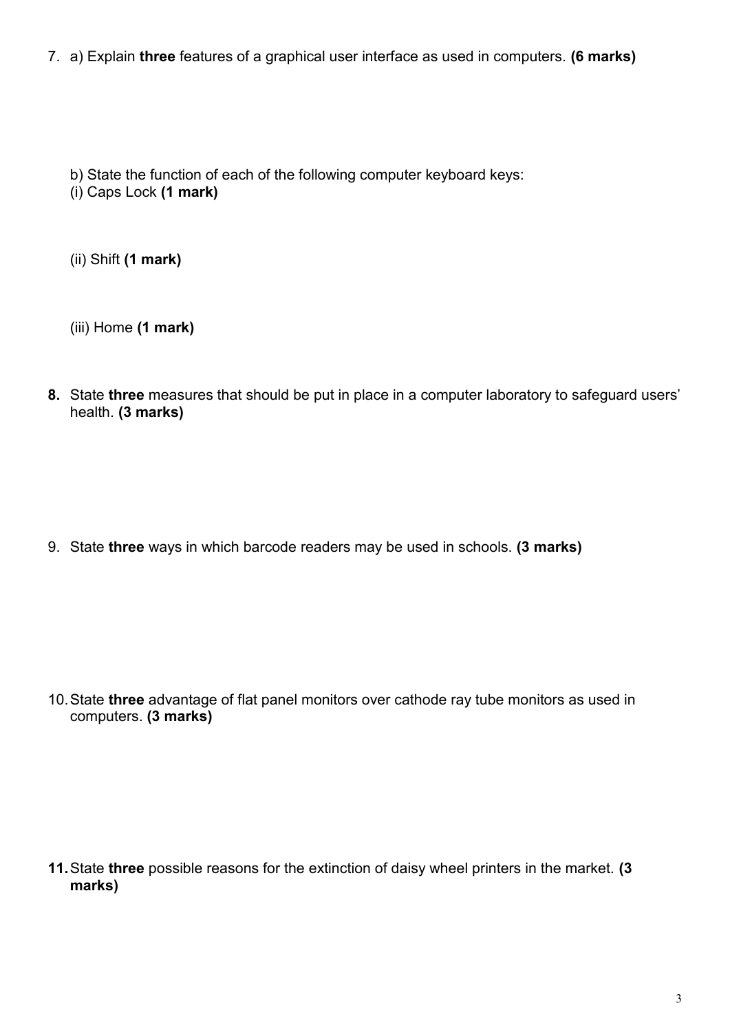7. a) Explain **three** features of a graphical user interface as used in computers. **(6 marks)**

   b) State the function of each of the following computer keyboard keys:

   (i) Caps Lock **(1 mark)**

   (ii) Shift **(1 mark)**

   (iii) Home **(1 mark)**

8. State **three** measures that should be put in place in a computer laboratory to safeguard users' health. **(3 marks)**

9. State **three** ways in which barcode readers may be used in schools. **(3 marks)**

10. State **three** advantage of flat panel monitors over cathode ray tube monitors as used in computers. **(3 marks)**

11. State **three** possible reasons for the extinction of daisy wheel printers in the market. **(3 marks)**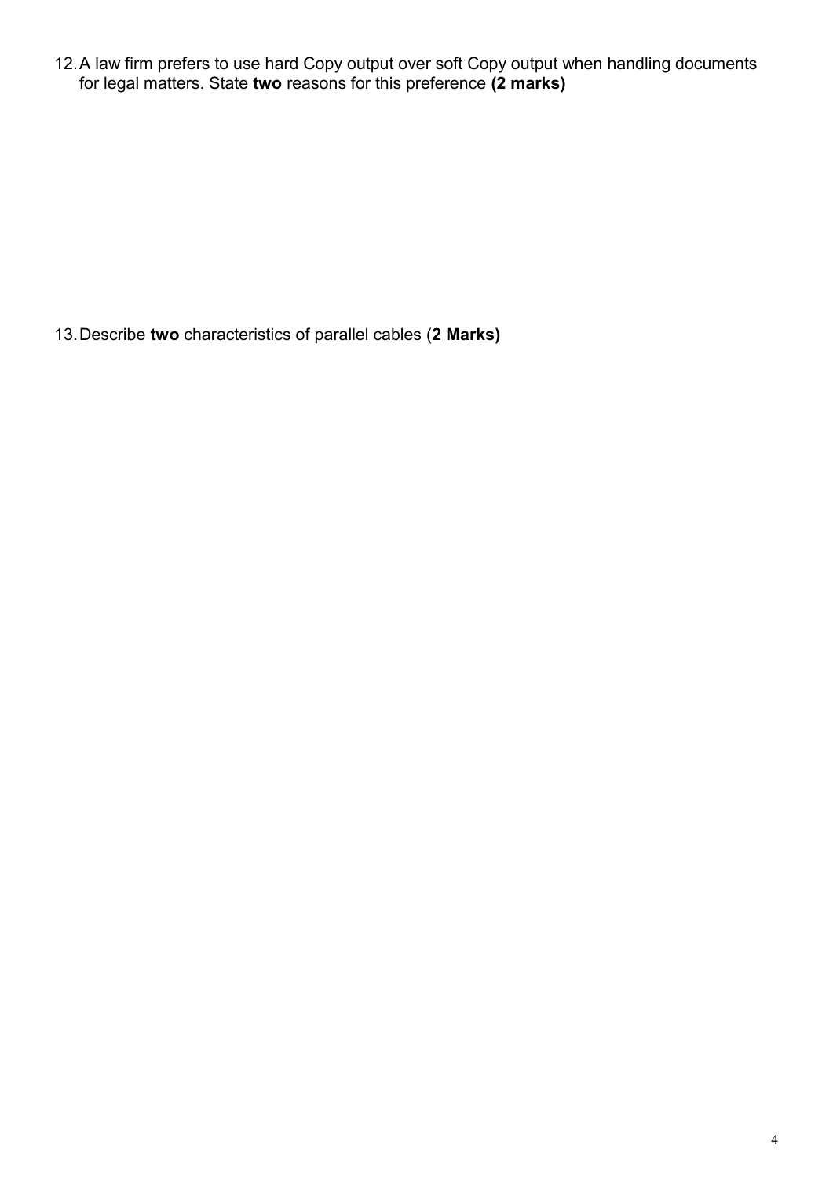12. A law firm prefers to use hard Copy output over soft Copy output when handling documents for legal matters. State **two** reasons for this preference **(2 marks)**

13. Describe **two** characteristics of parallel cables (**2 Marks)**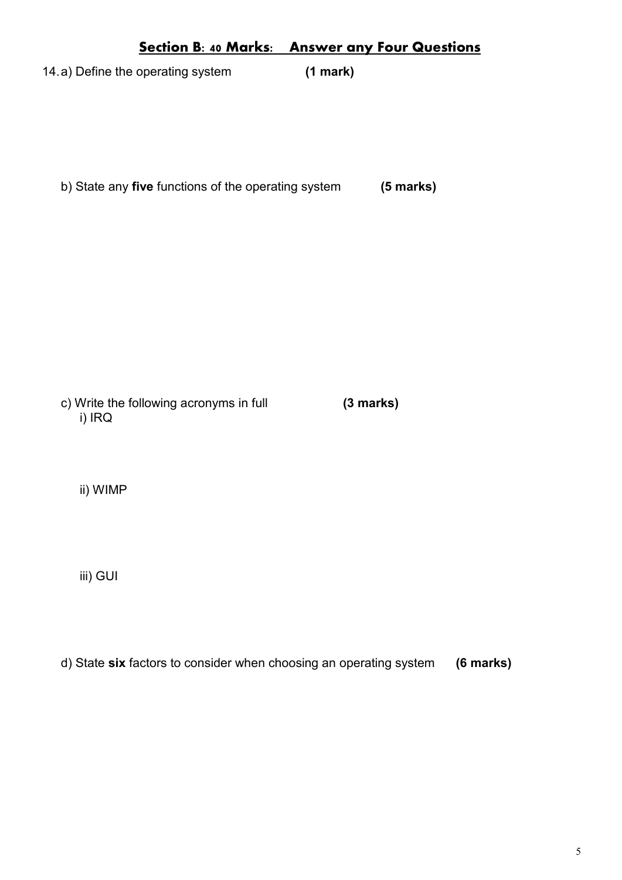## Section B: 40 Marks: Answer any Four Questions

14. a) Define the operating system **(1 mark)**

b) State any **five** functions of the operating system **(5 marks)**

c) Write the following acronyms in full **(3 marks)**

i) IRQ

ii) WIMP

iii) GUI

d) State **six** factors to consider when choosing an operating system **(6 marks)**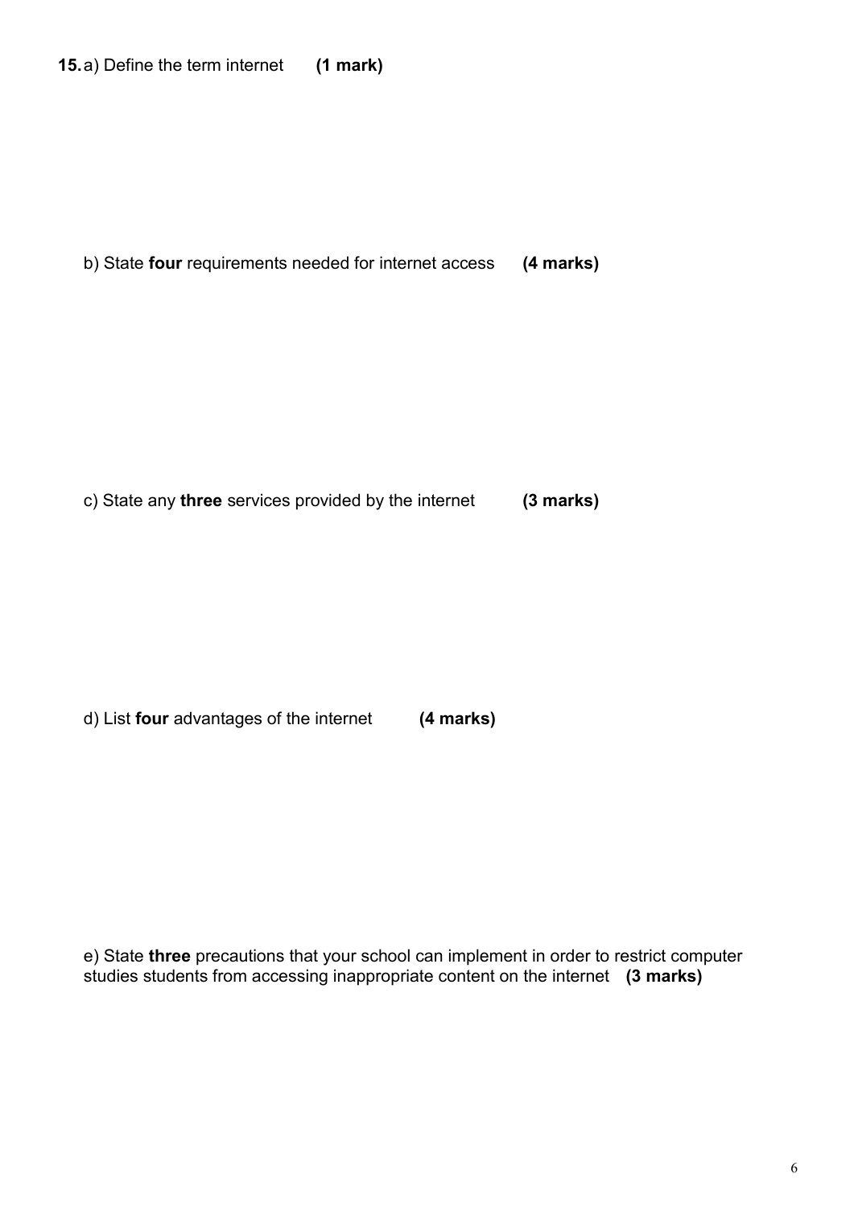**15.** a) Define the term internet **(1 mark)**

b) State **four** requirements needed for internet access **(4 marks)**

c) State any **three** services provided by the internet **(3 marks)**

d) List **four** advantages of the internet **(4 marks)**

e) State **three** precautions that your school can implement in order to restrict computer studies students from accessing inappropriate content on the internet **(3 marks)**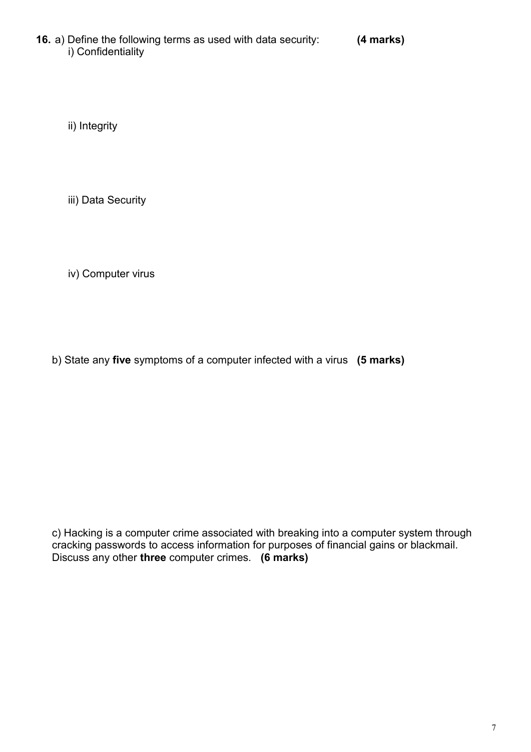**16.** a) Define the following terms as used with data security: **(4 marks)**

i) Confidentiality

ii) Integrity

iii) Data Security

iv) Computer virus

b) State any **five** symptoms of a computer infected with a virus **(5 marks)**

c) Hacking is a computer crime associated with breaking into a computer system through cracking passwords to access information for purposes of financial gains or blackmail. Discuss any other **three** computer crimes. **(6 marks)**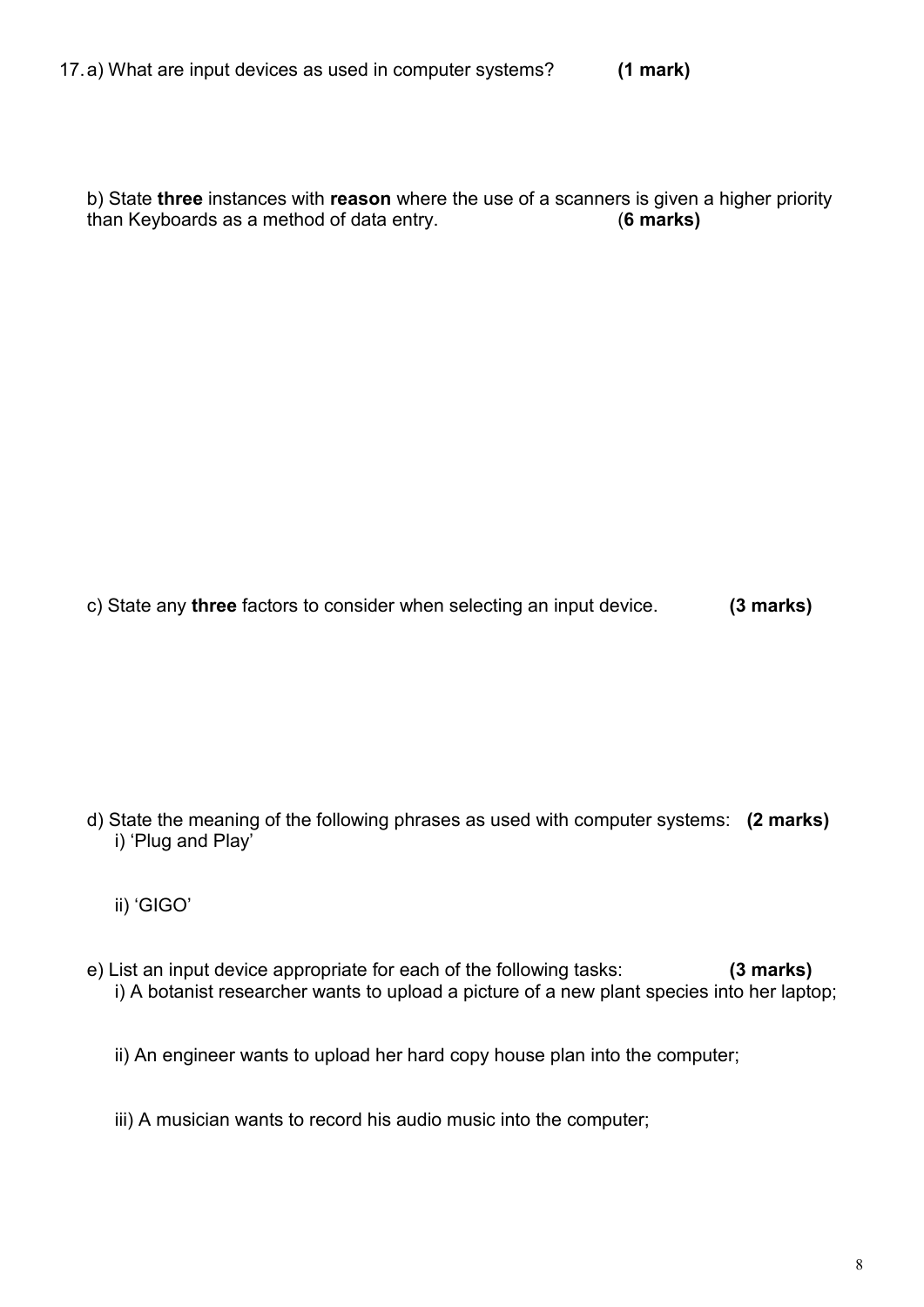17. a) What are input devices as used in computer systems? **(1 mark)**

b) State **three** instances with **reason** where the use of a scanners is given a higher priority than Keyboards as a method of data entry. (**6 marks)**

c) State any **three** factors to consider when selecting an input device. **(3 marks)**

d) State the meaning of the following phrases as used with computer systems: **(2 marks)**

i) 'Plug and Play'

ii) 'GIGO'

e) List an input device appropriate for each of the following tasks: **(3 marks)**

i) A botanist researcher wants to upload a picture of a new plant species into her laptop;

ii) An engineer wants to upload her hard copy house plan into the computer;

iii) A musician wants to record his audio music into the computer;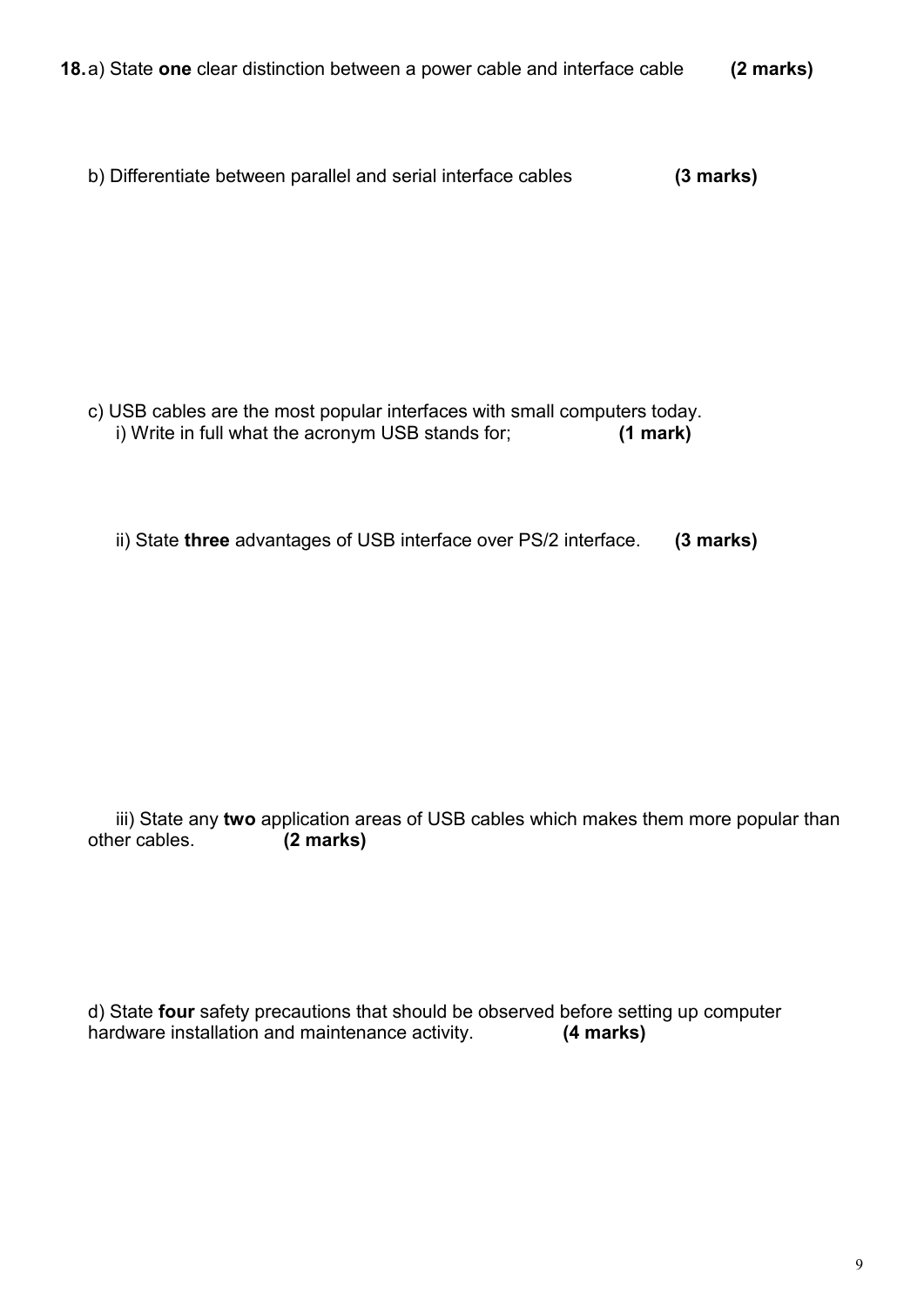**18.** a) State **one** clear distinction between a power cable and interface cable **(2 marks)**

b) Differentiate between parallel and serial interface cables **(3 marks)**

c) USB cables are the most popular interfaces with small computers today.

i) Write in full what the acronym USB stands for; **(1 mark)**

ii) State **three** advantages of USB interface over PS/2 interface. **(3 marks)**

iii) State any **two** application areas of USB cables which makes them more popular than other cables. **(2 marks)**

d) State **four** safety precautions that should be observed before setting up computer hardware installation and maintenance activity. **(4 marks)**